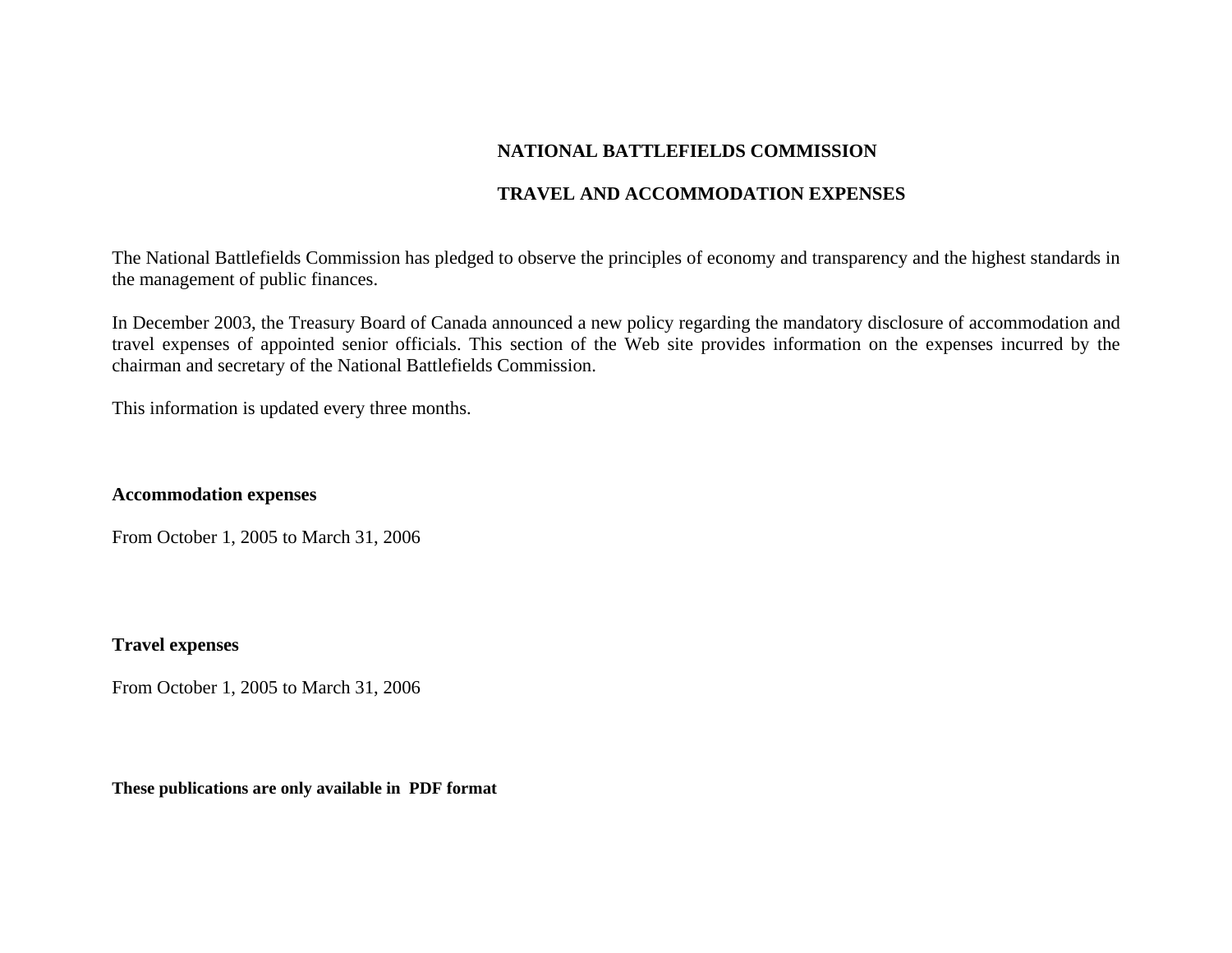# NATIONAL BATTLEFIELDS COMMISSION

## TRAVEL AND ACCOMMODATION EXPENSES

The National Battlefields Commission has pledged to observe the principles of economy and transparency and the highest standards in the management of public finances.

In December 2003, the Treasury Board of Canada announced a new policy regarding the mandatory disclosure of accommodation and travel expenses of appointed senior officials. This section of the Web site provides information on the expenses incurred by the chairman and secretary of the National Battlefields Commission.

This information is updated every three months.

### Accommodation expenses

From October 1, 2005 to March 31, 2006

### Travel expenses

From October 1, 2005 to March 31, 2006

**These publications are only available in PDF format**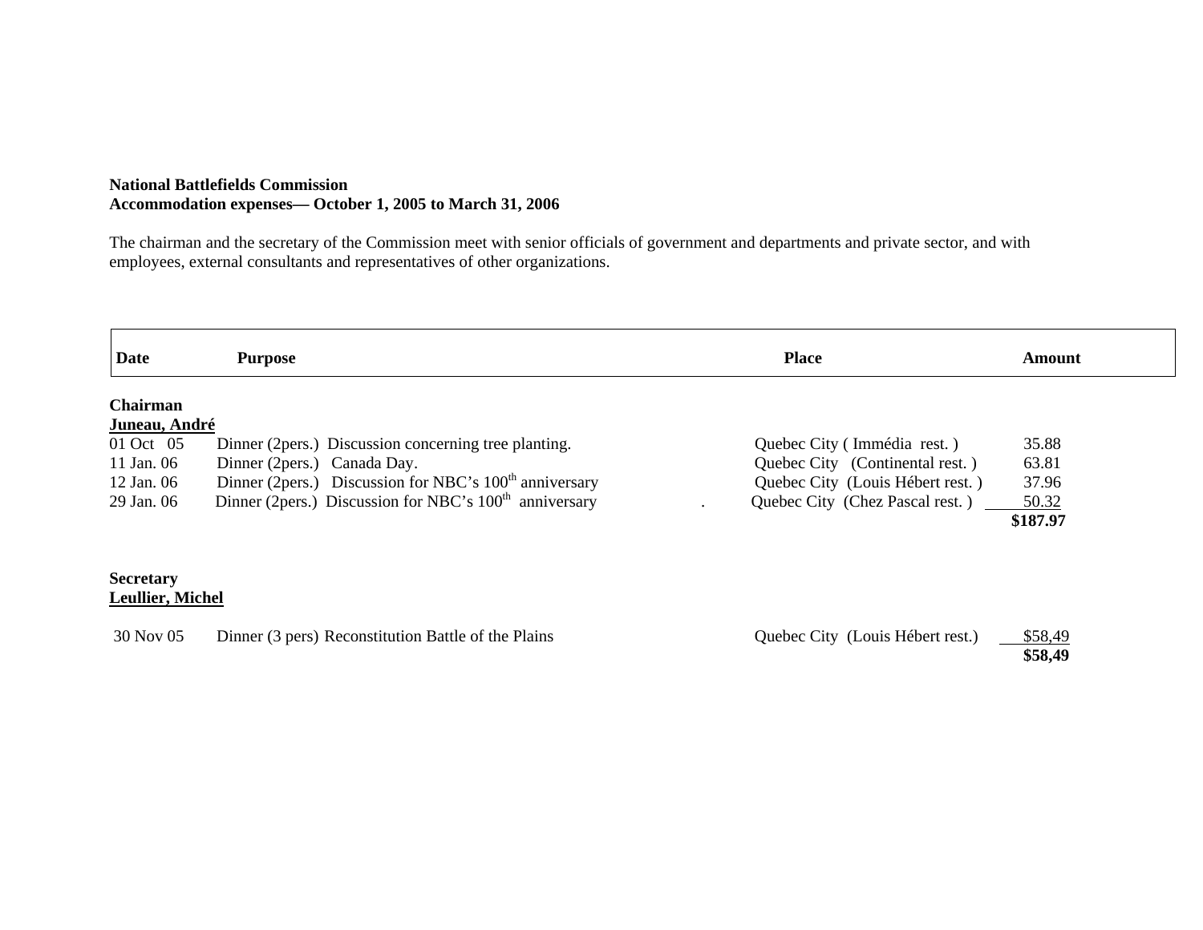**National Battlefields Commission**
**Accommodation expenses— October 1, 2005 to March 31, 2006**

The chairman and the secretary of the Commission meet with senior officials of government and departments and private sector, and with employees, external consultants and representatives of other organizations.

| Date | Purpose | Place | Amount |
|---|---|---|---|
| **Chairman** | | | |
| **Juneau, André** | | | |
| 01 Oct 05 | Dinner (2pers.) Discussion concerning tree planting. | Quebec City ( Immédia rest. ) | 35.88 |
| 11 Jan. 06 | Dinner (2pers.) Canada Day. | Quebec City (Continental rest. ) | 63.81 |
| 12 Jan. 06 | Dinner (2pers.) Discussion for NBC's 100th anniversary | Quebec City (Louis Hébert rest. ) | 37.96 |
| 29 Jan. 06 | Dinner (2pers.) Discussion for NBC's 100th anniversary | Quebec City (Chez Pascal rest. ) | 50.32 |
| | | | **$187.97** |
| **Secretary** | | | |
| **Leullier, Michel** | | | |
| 30 Nov 05 | Dinner (3 pers) Reconstitution Battle of the Plains | Quebec City (Louis Hébert rest.) | $58,49 |
| | | | **$58,49** |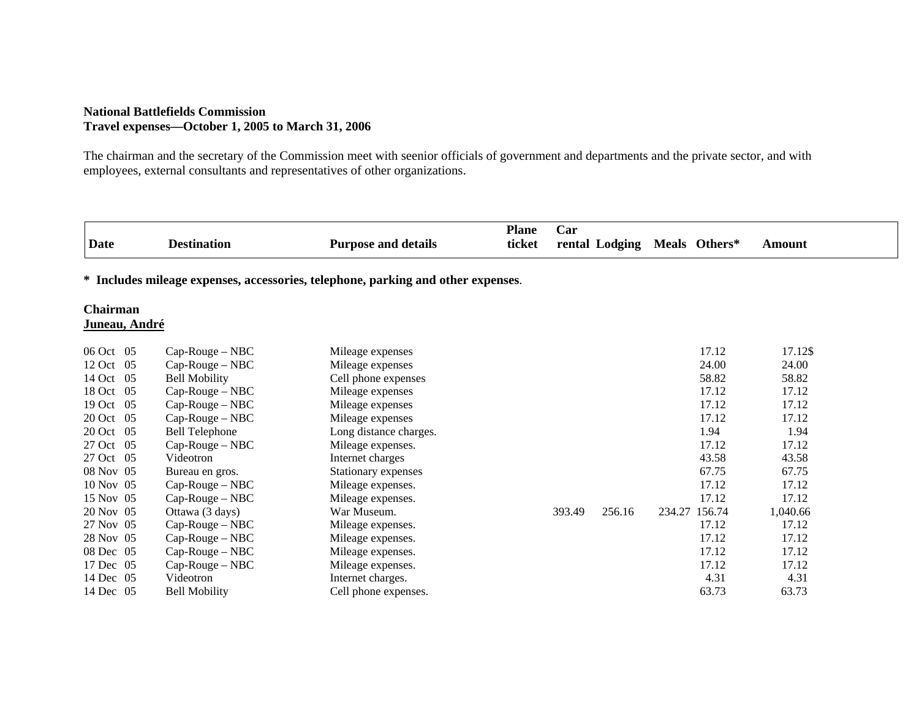**National Battlefields Commission**
**Travel expenses—October 1, 2005 to March 31, 2006**

The chairman and the secretary of the Commission meet with seenior officials of government and departments and the private sector, and with employees, external consultants and representatives of other organizations.

**\* Includes mileage expenses, accessories, telephone, parking and other expenses**.

**Chairman**
**Juneau, André**

| Date | Destination | Purpose and details | Plane ticket | Car rental | Lodging | Meals | Others* | Amount |
|---|---|---|---|---|---|---|---|---|
| 06 Oct 05 | Cap-Rouge – NBC | Mileage expenses | | | | | 17.12 | 17.12$ |
| 12 Oct 05 | Cap-Rouge – NBC | Mileage expenses | | | | | 24.00 | 24.00 |
| 14 Oct 05 | Bell Mobility | Cell phone expenses | | | | | 58.82 | 58.82 |
| 18 Oct 05 | Cap-Rouge – NBC | Mileage expenses | | | | | 17.12 | 17.12 |
| 19 Oct 05 | Cap-Rouge – NBC | Mileage expenses | | | | | 17.12 | 17.12 |
| 20 Oct 05 | Cap-Rouge – NBC | Mileage expenses | | | | | 17.12 | 17.12 |
| 20 Oct 05 | Bell Telephone | Long distance charges. | | | | | 1.94 | 1.94 |
| 27 Oct 05 | Cap-Rouge – NBC | Mileage expenses. | | | | | 17.12 | 17.12 |
| 27 Oct 05 | Videotron | Internet charges | | | | | 43.58 | 43.58 |
| 08 Nov 05 | Bureau en gros. | Stationary expenses | | | | | 67.75 | 67.75 |
| 10 Nov 05 | Cap-Rouge – NBC | Mileage expenses. | | | | | 17.12 | 17.12 |
| 15 Nov 05 | Cap-Rouge – NBC | Mileage expenses. | | | | | 17.12 | 17.12 |
| 20 Nov 05 | Ottawa (3 days) | War Museum. | | 393.49 | 256.16 | 234.27 | 156.74 | 1,040.66 |
| 27 Nov 05 | Cap-Rouge – NBC | Mileage expenses. | | | | | 17.12 | 17.12 |
| 28 Nov 05 | Cap-Rouge – NBC | Mileage expenses. | | | | | 17.12 | 17.12 |
| 08 Dec 05 | Cap-Rouge – NBC | Mileage expenses. | | | | | 17.12 | 17.12 |
| 17 Dec 05 | Cap-Rouge – NBC | Mileage expenses. | | | | | 17.12 | 17.12 |
| 14 Dec 05 | Videotron | Internet charges. | | | | | 4.31 | 4.31 |
| 14 Dec 05 | Bell Mobility | Cell phone expenses. | | | | | 63.73 | 63.73 |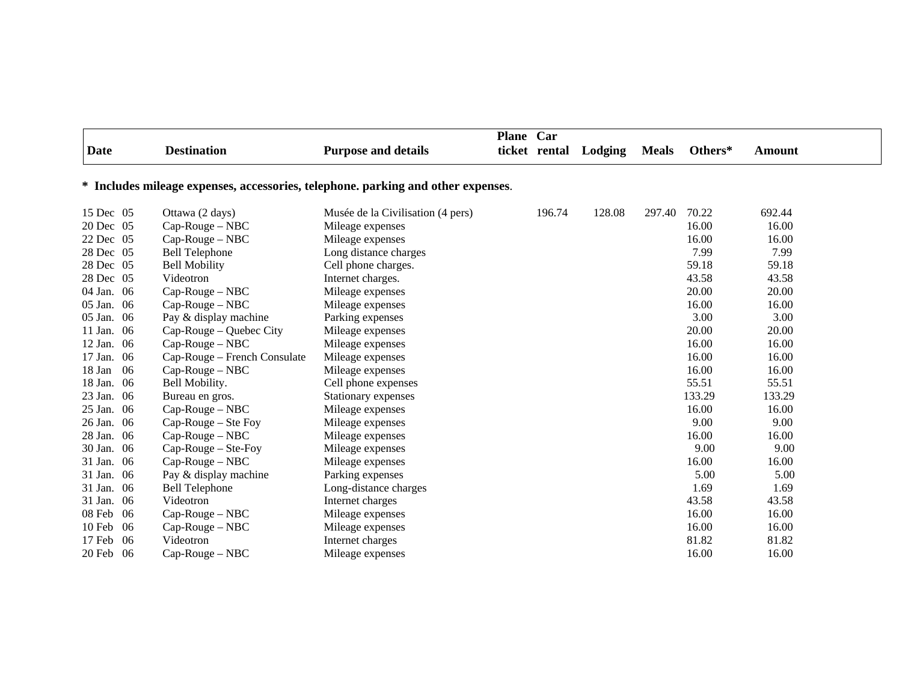| Date | Destination | Purpose and details | Plane ticket | Car rental | Lodging | Meals | Others* | Amount |
|---|---|---|---|---|---|---|---|---|

**\* Includes mileage expenses, accessories, telephone. parking and other expenses**.

| Date | Destination | Purpose and details | Plane ticket | Car rental | Lodging | Meals | Others* | Amount |
|---|---|---|---|---|---|---|---|---|
| 15 Dec 05 | Ottawa (2 days) | Musée de la Civilisation (4 pers) | | 196.74 | 128.08 | 297.40 | 70.22 | 692.44 |
| 20 Dec 05 | Cap-Rouge – NBC | Mileage expenses | | | | | 16.00 | 16.00 |
| 22 Dec 05 | Cap-Rouge – NBC | Mileage expenses | | | | | 16.00 | 16.00 |
| 28 Dec 05 | Bell Telephone | Long distance charges | | | | | 7.99 | 7.99 |
| 28 Dec 05 | Bell Mobility | Cell phone charges. | | | | | 59.18 | 59.18 |
| 28 Dec 05 | Videotron | Internet charges. | | | | | 43.58 | 43.58 |
| 04 Jan. 06 | Cap-Rouge – NBC | Mileage expenses | | | | | 20.00 | 20.00 |
| 05 Jan. 06 | Cap-Rouge – NBC | Mileage expenses | | | | | 16.00 | 16.00 |
| 05 Jan. 06 | Pay & display machine | Parking expenses | | | | | 3.00 | 3.00 |
| 11 Jan. 06 | Cap-Rouge – Quebec City | Mileage expenses | | | | | 20.00 | 20.00 |
| 12 Jan. 06 | Cap-Rouge – NBC | Mileage expenses | | | | | 16.00 | 16.00 |
| 17 Jan. 06 | Cap-Rouge – French Consulate | Mileage expenses | | | | | 16.00 | 16.00 |
| 18 Jan 06 | Cap-Rouge – NBC | Mileage expenses | | | | | 16.00 | 16.00 |
| 18 Jan. 06 | Bell Mobility. | Cell phone expenses | | | | | 55.51 | 55.51 |
| 23 Jan. 06 | Bureau en gros. | Stationary expenses | | | | | 133.29 | 133.29 |
| 25 Jan. 06 | Cap-Rouge – NBC | Mileage expenses | | | | | 16.00 | 16.00 |
| 26 Jan. 06 | Cap-Rouge – Ste Foy | Mileage expenses | | | | | 9.00 | 9.00 |
| 28 Jan. 06 | Cap-Rouge – NBC | Mileage expenses | | | | | 16.00 | 16.00 |
| 30 Jan. 06 | Cap-Rouge – Ste-Foy | Mileage expenses | | | | | 9.00 | 9.00 |
| 31 Jan. 06 | Cap-Rouge – NBC | Mileage expenses | | | | | 16.00 | 16.00 |
| 31 Jan. 06 | Pay & display machine | Parking expenses | | | | | 5.00 | 5.00 |
| 31 Jan. 06 | Bell Telephone | Long-distance charges | | | | | 1.69 | 1.69 |
| 31 Jan. 06 | Videotron | Internet charges | | | | | 43.58 | 43.58 |
| 08 Feb 06 | Cap-Rouge – NBC | Mileage expenses | | | | | 16.00 | 16.00 |
| 10 Feb 06 | Cap-Rouge – NBC | Mileage expenses | | | | | 16.00 | 16.00 |
| 17 Feb 06 | Videotron | Internet charges | | | | | 81.82 | 81.82 |
| 20 Feb 06 | Cap-Rouge – NBC | Mileage expenses | | | | | 16.00 | 16.00 |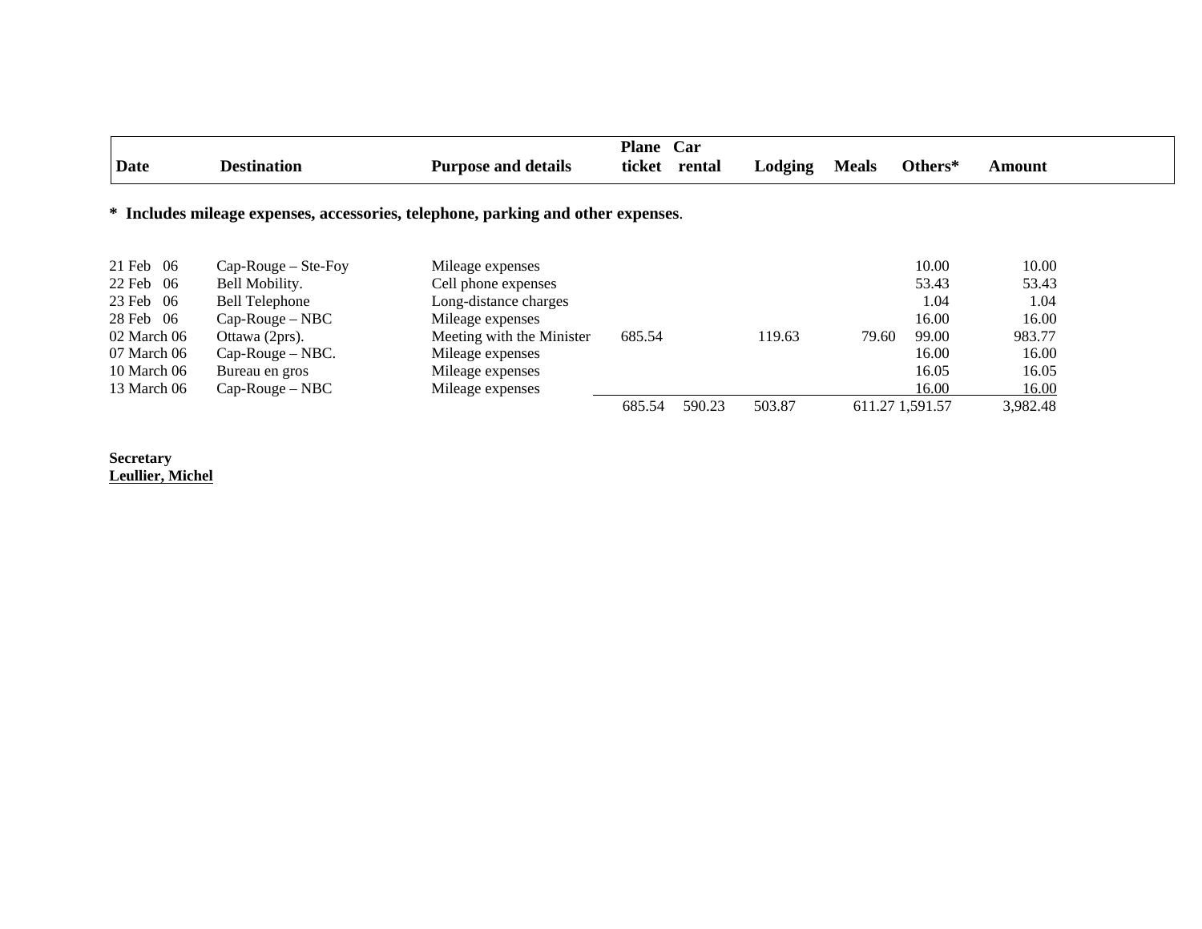| Date | Destination | Purpose and details | Plane ticket | Car rental | Lodging | Meals | Others* | Amount |
|---|---|---|---|---|---|---|---|---|

**\* Includes mileage expenses, accessories, telephone, parking and other expenses**.

| Date | Destination | Purpose and details | Plane ticket | Car rental | Lodging | Meals | Others* | Amount |
|---|---|---|---|---|---|---|---|---|
| 21 Feb 06 | Cap-Rouge – Ste-Foy | Mileage expenses | | | | | 10.00 | 10.00 |
| 22 Feb 06 | Bell Mobility. | Cell phone expenses | | | | | 53.43 | 53.43 |
| 23 Feb 06 | Bell Telephone | Long-distance charges | | | | | 1.04 | 1.04 |
| 28 Feb 06 | Cap-Rouge – NBC | Mileage expenses | | | | | 16.00 | 16.00 |
| 02 March 06 | Ottawa (2prs). | Meeting with the Minister | 685.54 | | 119.63 | 79.60 | 99.00 | 983.77 |
| 07 March 06 | Cap-Rouge – NBC. | Mileage expenses | | | | | 16.00 | 16.00 |
| 10 March 06 | Bureau en gros | Mileage expenses | | | | | 16.05 | 16.05 |
| 13 March 06 | Cap-Rouge – NBC | Mileage expenses | | | | | 16.00 | 16.00 |
| | | | 685.54 | 590.23 | 503.87 | 611.27 | 1,591.57 | 3,982.48 |

**Secretary**
**Leullier, Michel**